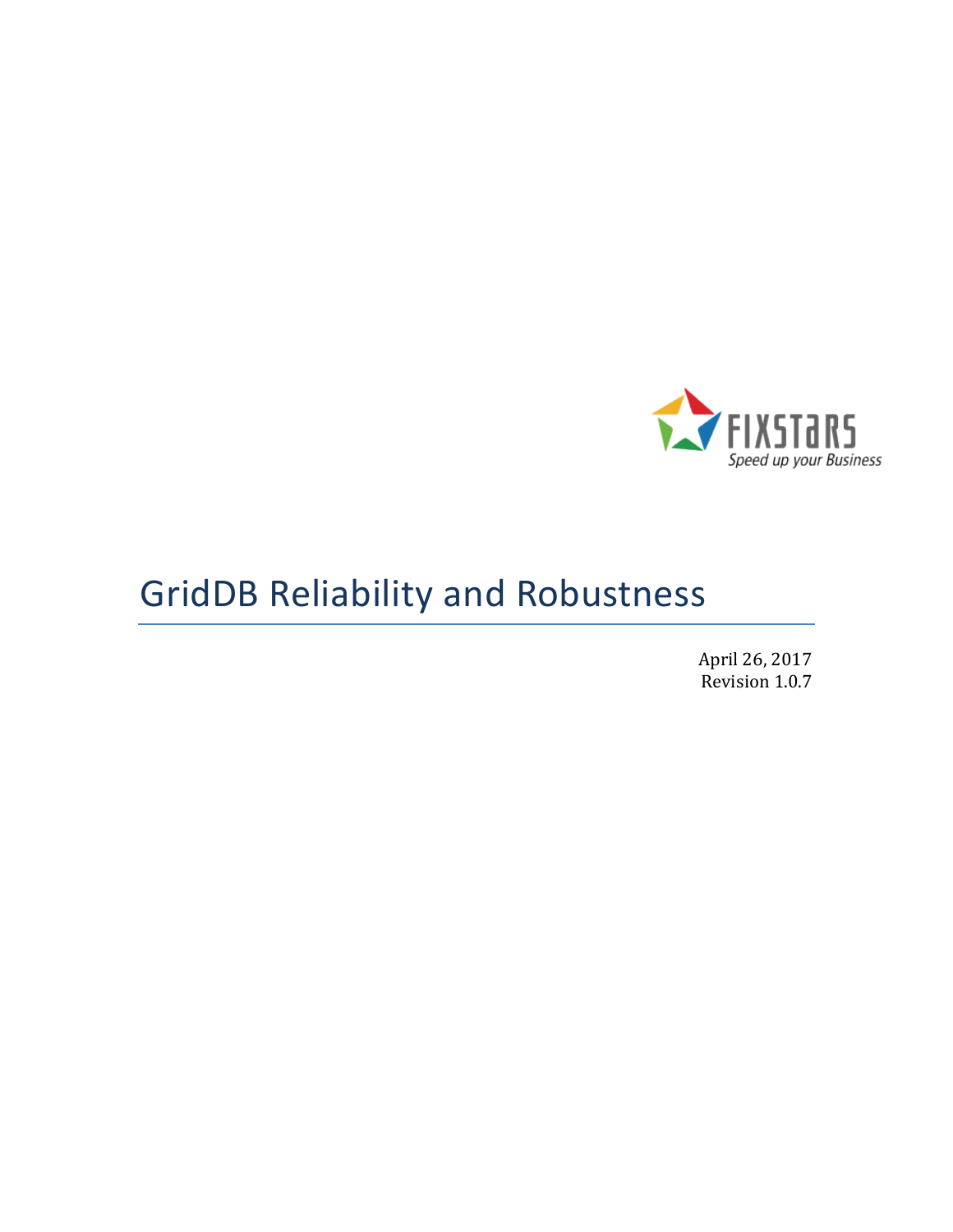FIXSTARS

*Speed up your Business*

# GridDB Reliability and Robustness

April 26, 2017
Revision 1.0.7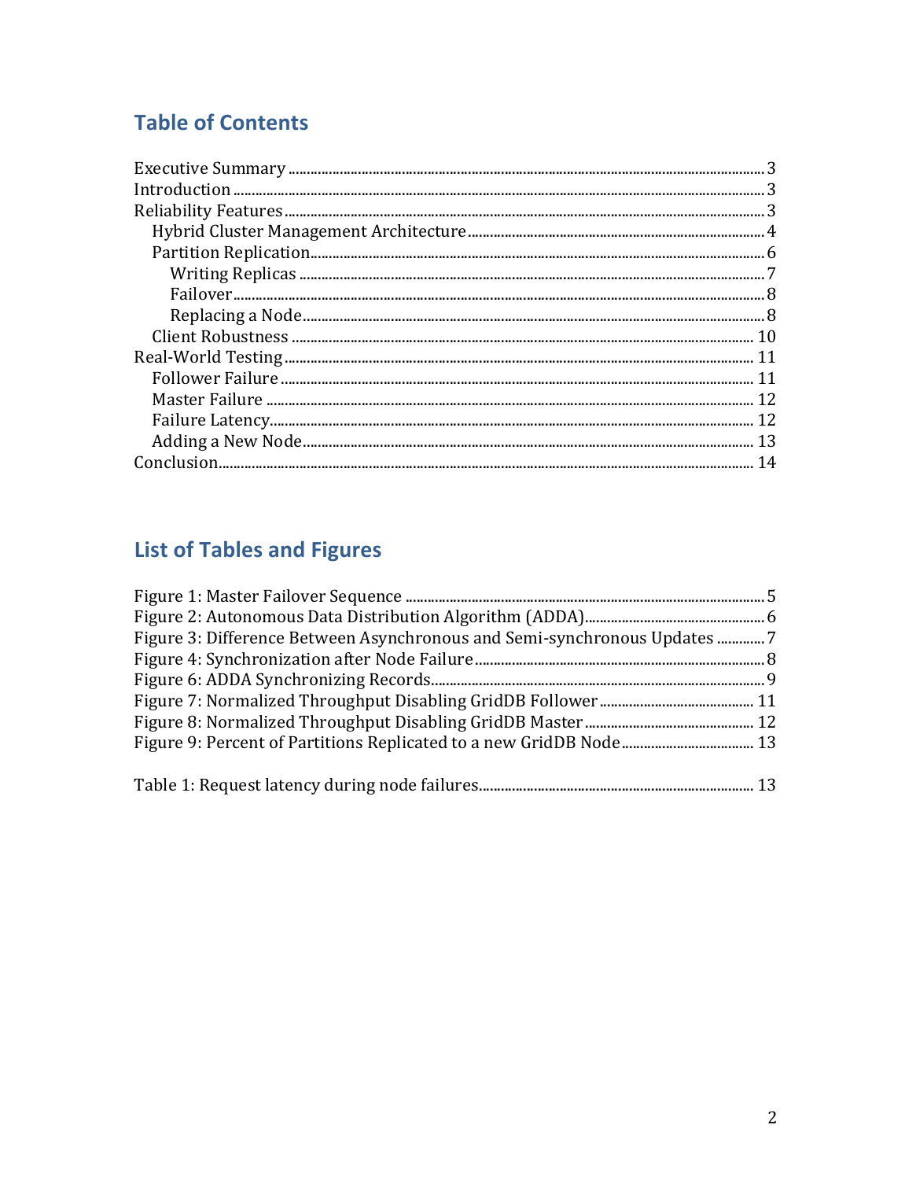## Table of Contents

Executive Summary ..... 3
Introduction ..... 3
Reliability Features ..... 3
  Hybrid Cluster Management Architecture ..... 4
  Partition Replication ..... 6
    Writing Replicas ..... 7
    Failover ..... 8
    Replacing a Node ..... 8
  Client Robustness ..... 10
Real-World Testing ..... 11
  Follower Failure ..... 11
  Master Failure ..... 12
  Failure Latency ..... 12
  Adding a New Node ..... 13
Conclusion ..... 14

## List of Tables and Figures

Figure 1: Master Failover Sequence ..... 5
Figure 2: Autonomous Data Distribution Algorithm (ADDA) ..... 6
Figure 3: Difference Between Asynchronous and Semi-synchronous Updates ..... 7
Figure 4: Synchronization after Node Failure ..... 8
Figure 6: ADDA Synchronizing Records ..... 9
Figure 7: Normalized Throughput Disabling GridDB Follower ..... 11
Figure 8: Normalized Throughput Disabling GridDB Master ..... 12
Figure 9: Percent of Partitions Replicated to a new GridDB Node ..... 13

Table 1: Request latency during node failures ..... 13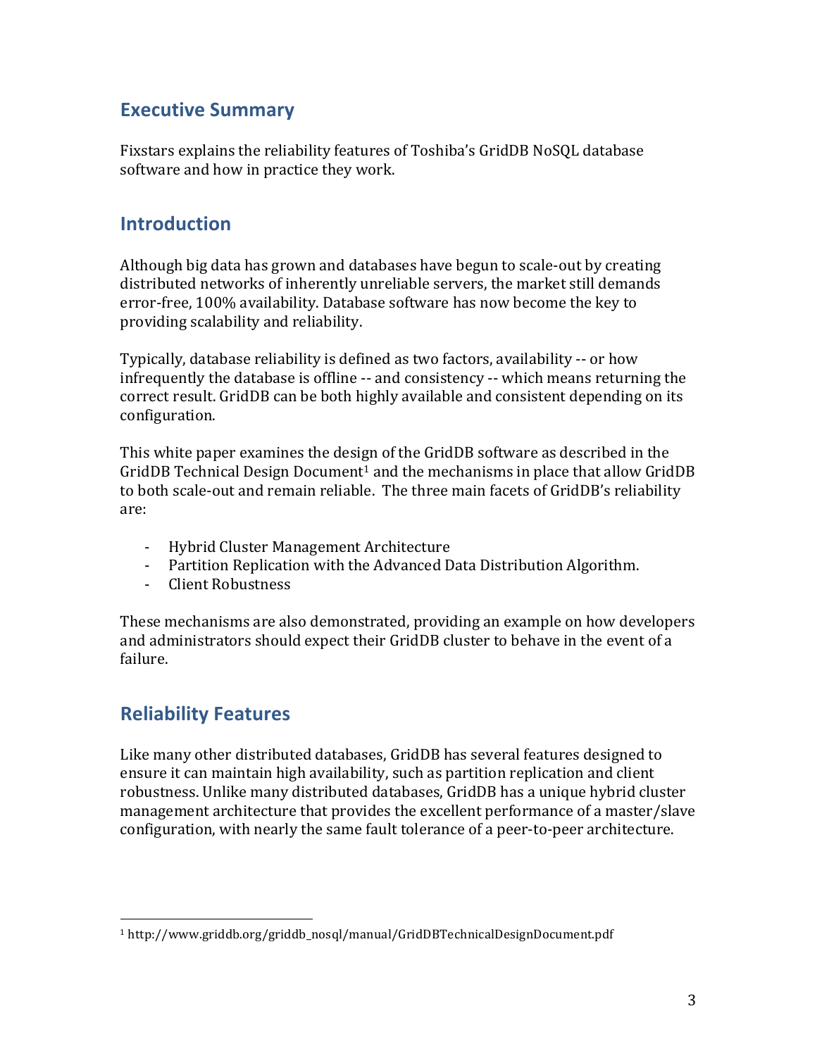## Executive Summary

Fixstars explains the reliability features of Toshiba's GridDB NoSQL database software and how in practice they work.

## Introduction

Although big data has grown and databases have begun to scale-out by creating distributed networks of inherently unreliable servers, the market still demands error-free, 100% availability. Database software has now become the key to providing scalability and reliability.

Typically, database reliability is defined as two factors, availability -- or how infrequently the database is offline -- and consistency -- which means returning the correct result. GridDB can be both highly available and consistent depending on its configuration.

This white paper examines the design of the GridDB software as described in the GridDB Technical Design Document[1] and the mechanisms in place that allow GridDB to both scale-out and remain reliable. The three main facets of GridDB's reliability are:

- Hybrid Cluster Management Architecture
- Partition Replication with the Advanced Data Distribution Algorithm.
- Client Robustness

These mechanisms are also demonstrated, providing an example on how developers and administrators should expect their GridDB cluster to behave in the event of a failure.

## Reliability Features

Like many other distributed databases, GridDB has several features designed to ensure it can maintain high availability, such as partition replication and client robustness. Unlike many distributed databases, GridDB has a unique hybrid cluster management architecture that provides the excellent performance of a master/slave configuration, with nearly the same fault tolerance of a peer-to-peer architecture.

[1] http://www.griddb.org/griddb_nosql/manual/GridDBTechnicalDesignDocument.pdf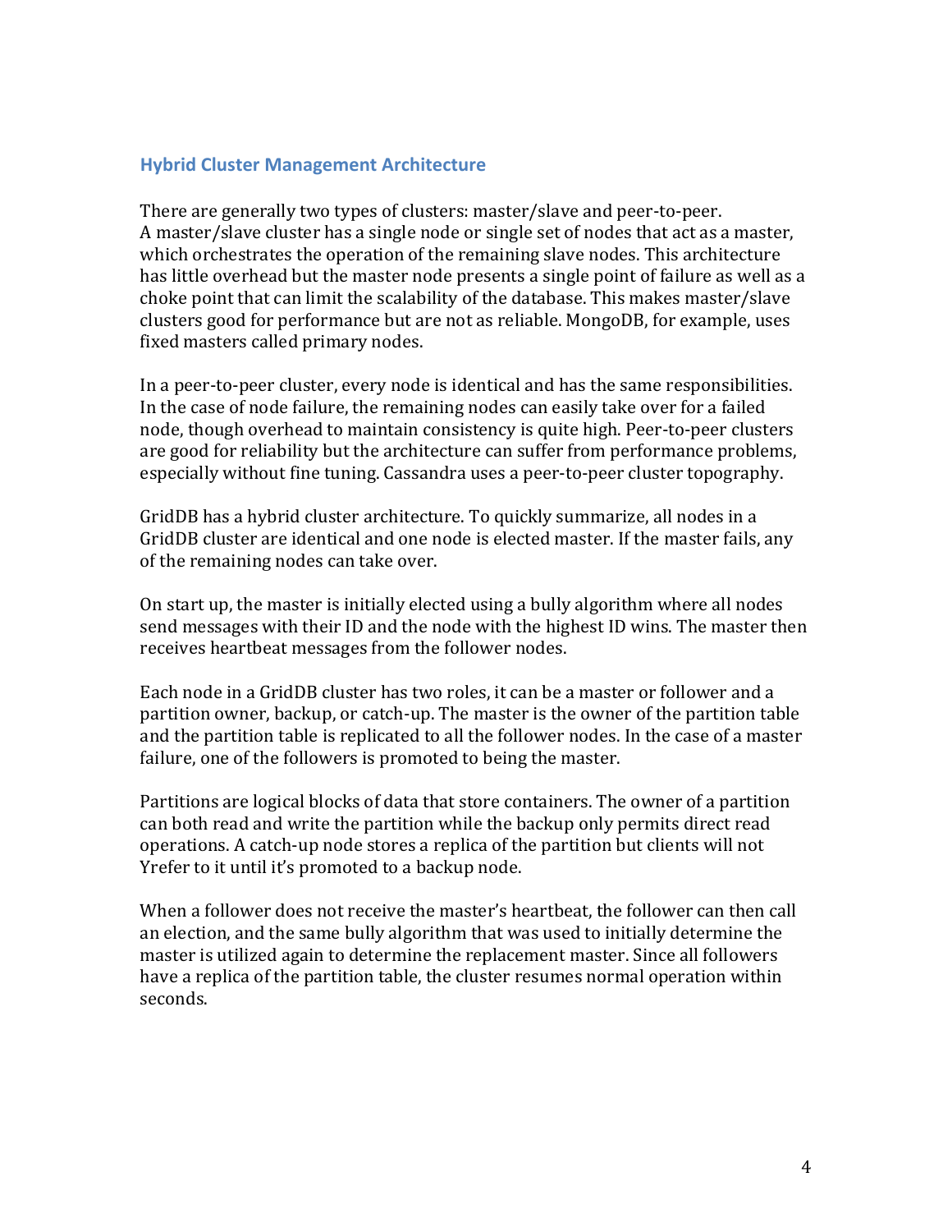## Hybrid Cluster Management Architecture

There are generally two types of clusters: master/slave and peer-to-peer. A master/slave cluster has a single node or single set of nodes that act as a master, which orchestrates the operation of the remaining slave nodes. This architecture has little overhead but the master node presents a single point of failure as well as a choke point that can limit the scalability of the database. This makes master/slave clusters good for performance but are not as reliable. MongoDB, for example, uses fixed masters called primary nodes.

In a peer-to-peer cluster, every node is identical and has the same responsibilities. In the case of node failure, the remaining nodes can easily take over for a failed node, though overhead to maintain consistency is quite high. Peer-to-peer clusters are good for reliability but the architecture can suffer from performance problems, especially without fine tuning. Cassandra uses a peer-to-peer cluster topography.

GridDB has a hybrid cluster architecture. To quickly summarize, all nodes in a GridDB cluster are identical and one node is elected master. If the master fails, any of the remaining nodes can take over.

On start up, the master is initially elected using a bully algorithm where all nodes send messages with their ID and the node with the highest ID wins. The master then receives heartbeat messages from the follower nodes.

Each node in a GridDB cluster has two roles, it can be a master or follower and a partition owner, backup, or catch-up. The master is the owner of the partition table and the partition table is replicated to all the follower nodes. In the case of a master failure, one of the followers is promoted to being the master.

Partitions are logical blocks of data that store containers. The owner of a partition can both read and write the partition while the backup only permits direct read operations. A catch-up node stores a replica of the partition but clients will not Yrefer to it until it's promoted to a backup node.

When a follower does not receive the master's heartbeat, the follower can then call an election, and the same bully algorithm that was used to initially determine the master is utilized again to determine the replacement master. Since all followers have a replica of the partition table, the cluster resumes normal operation within seconds.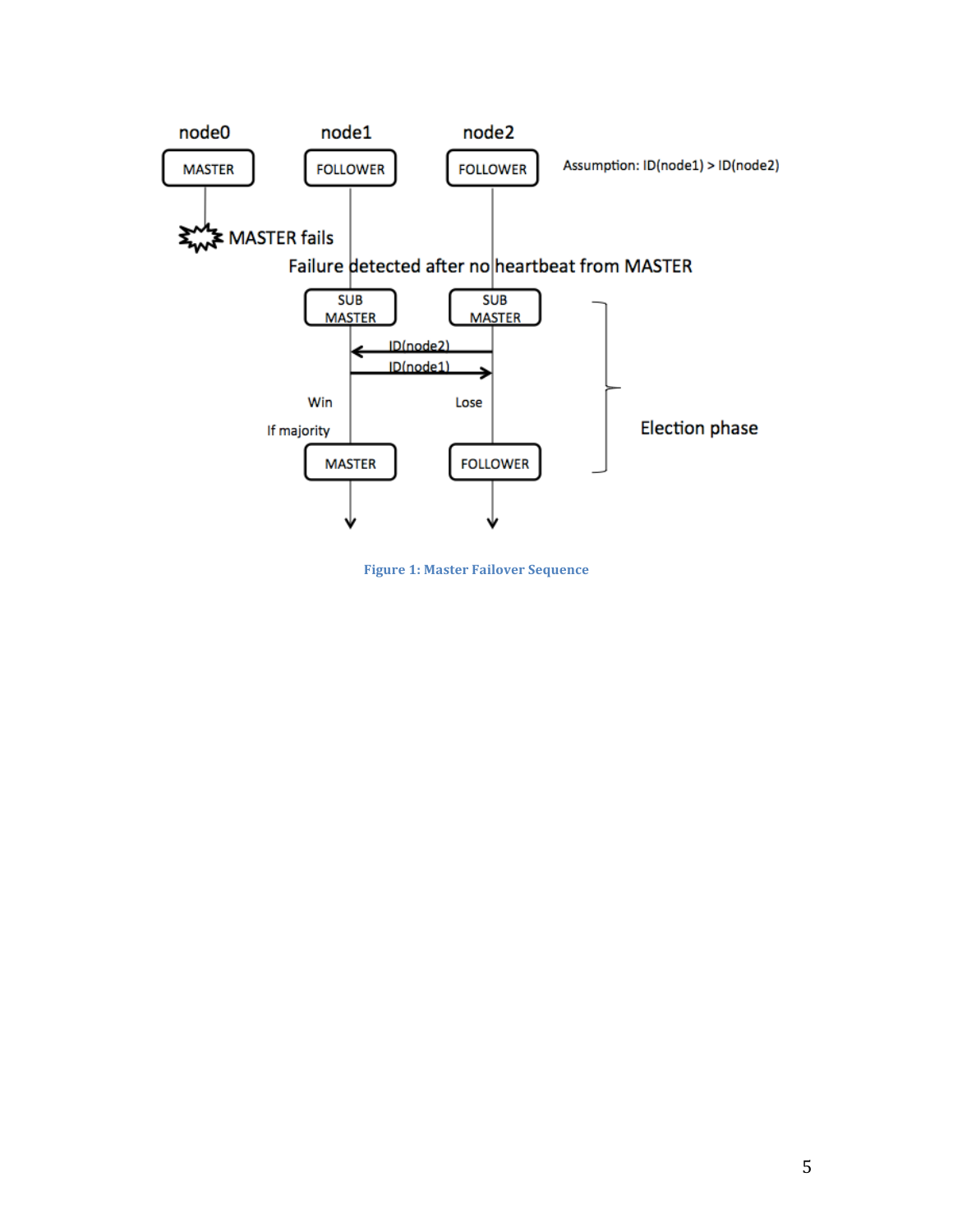**Figure 1: Master Failover Sequence**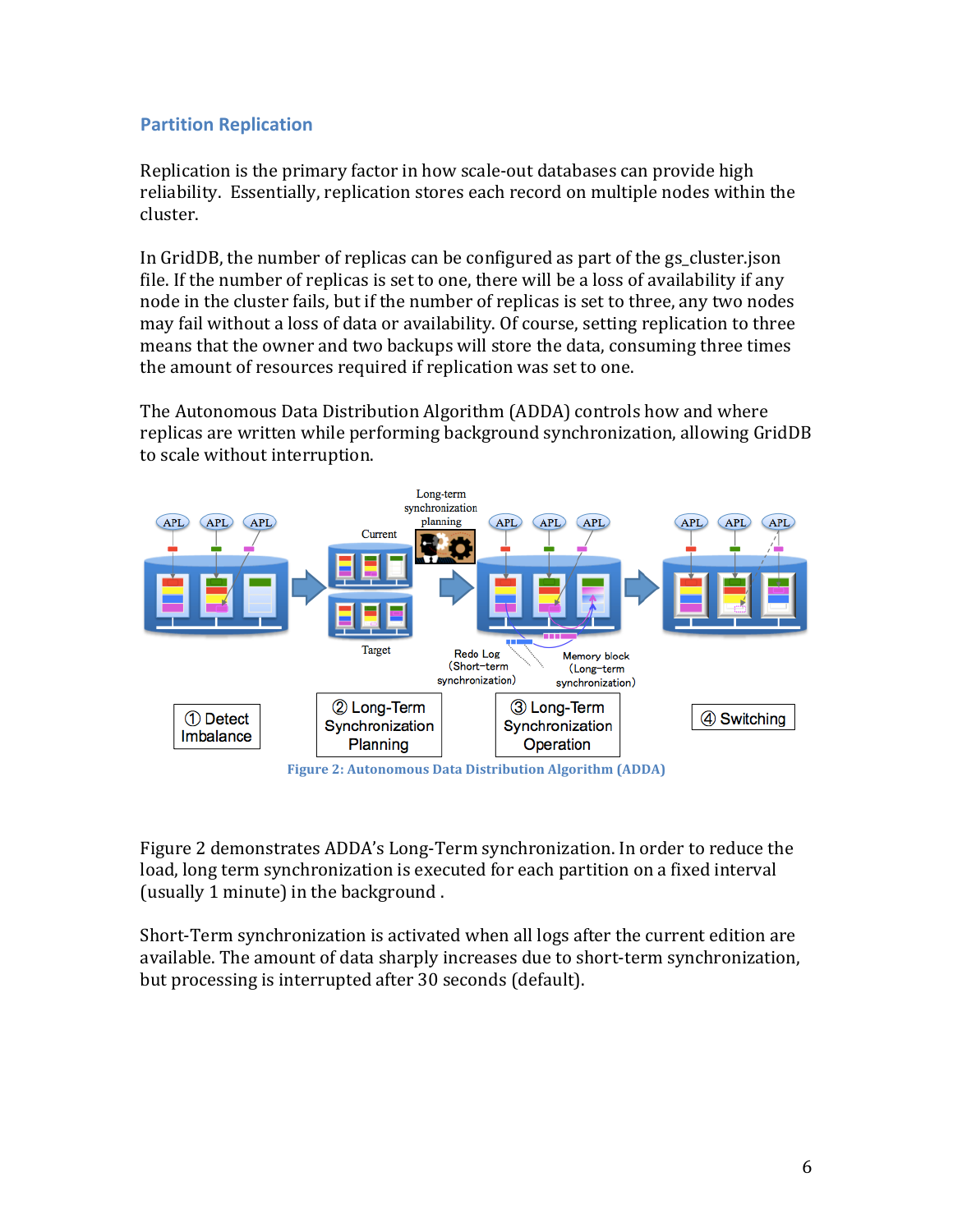## Partition Replication

Replication is the primary factor in how scale-out databases can provide high reliability. Essentially, replication stores each record on multiple nodes within the cluster.

In GridDB, the number of replicas can be configured as part of the gs_cluster.json file. If the number of replicas is set to one, there will be a loss of availability if any node in the cluster fails, but if the number of replicas is set to three, any two nodes may fail without a loss of data or availability. Of course, setting replication to three means that the owner and two backups will store the data, consuming three times the amount of resources required if replication was set to one.

The Autonomous Data Distribution Algorithm (ADDA) controls how and where replicas are written while performing background synchronization, allowing GridDB to scale without interruption.

Figure 2: Autonomous Data Distribution Algorithm (ADDA)

Figure 2 demonstrates ADDA's Long-Term synchronization. In order to reduce the load, long term synchronization is executed for each partition on a fixed interval (usually 1 minute) in the background .

Short-Term synchronization is activated when all logs after the current edition are available. The amount of data sharply increases due to short-term synchronization, but processing is interrupted after 30 seconds (default).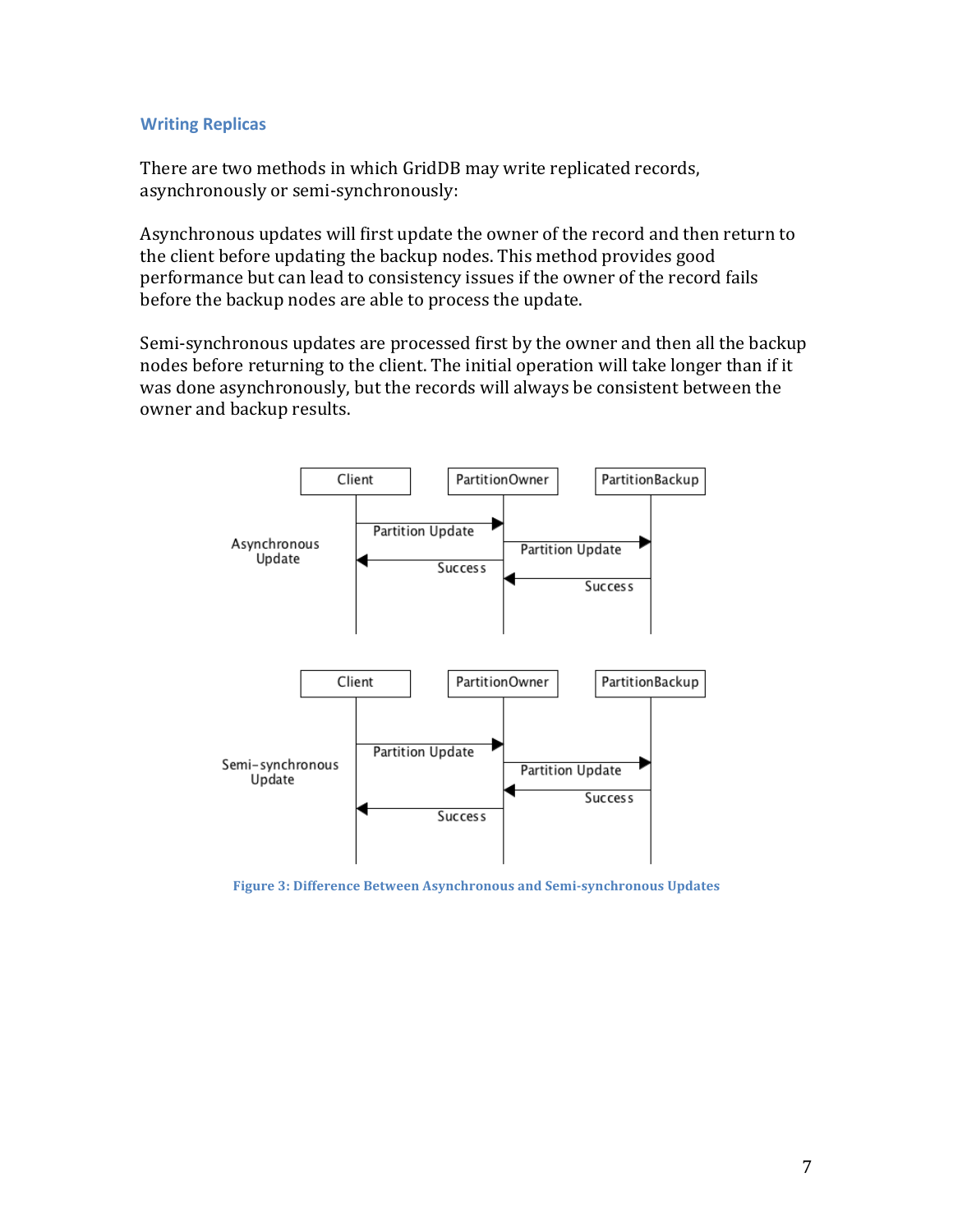### Writing Replicas

There are two methods in which GridDB may write replicated records, asynchronously or semi-synchronously:

Asynchronous updates will first update the owner of the record and then return to the client before updating the backup nodes. This method provides good performance but can lead to consistency issues if the owner of the record fails before the backup nodes are able to process the update.

Semi-synchronous updates are processed first by the owner and then all the backup nodes before returning to the client. The initial operation will take longer than if it was done asynchronously, but the records will always be consistent between the owner and backup results.

Figure 3: Difference Between Asynchronous and Semi-synchronous Updates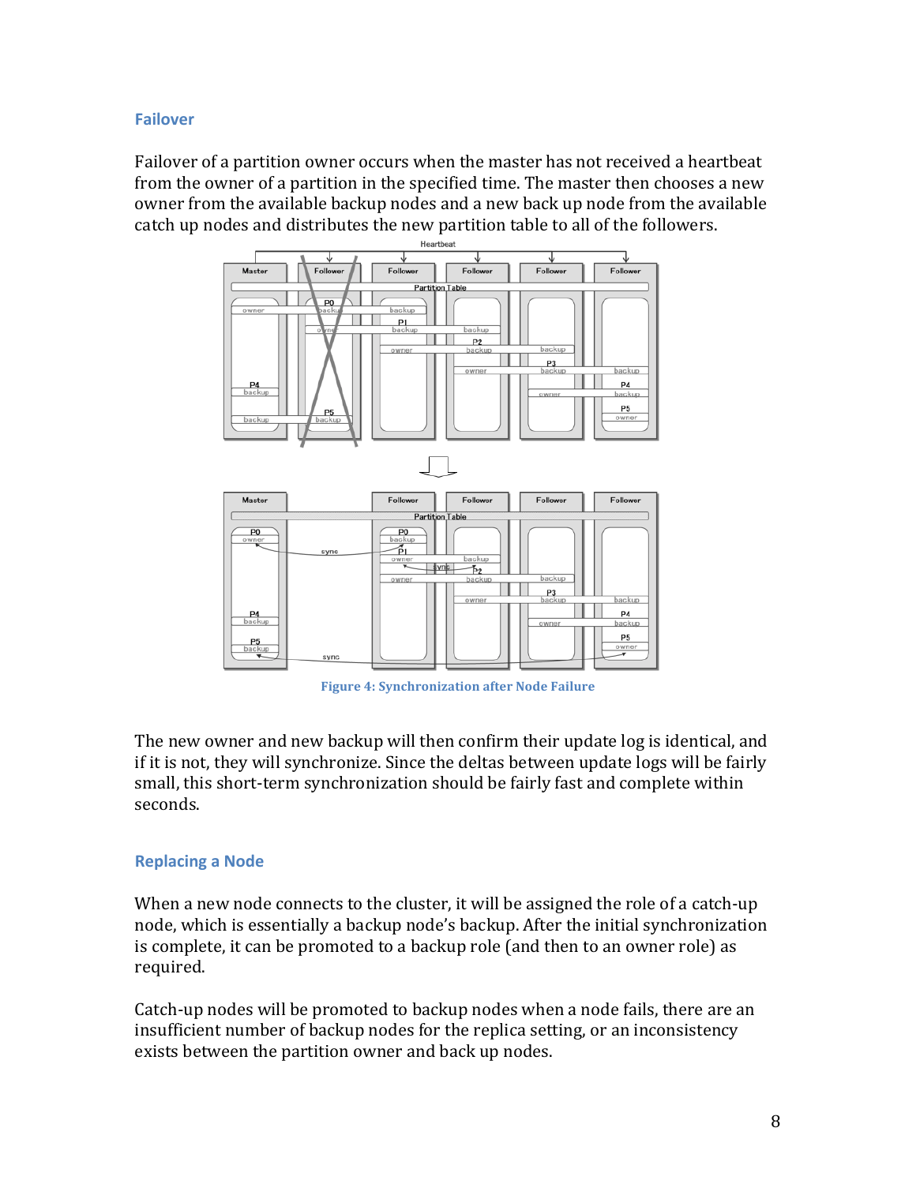### Failover

Failover of a partition owner occurs when the master has not received a heartbeat from the owner of a partition in the specified time. The master then chooses a new owner from the available backup nodes and a new back up node from the available catch up nodes and distributes the new partition table to all of the followers.

Figure 4: Synchronization after Node Failure

The new owner and new backup will then confirm their update log is identical, and if it is not, they will synchronize. Since the deltas between update logs will be fairly small, this short-term synchronization should be fairly fast and complete within seconds.

### Replacing a Node

When a new node connects to the cluster, it will be assigned the role of a catch-up node, which is essentially a backup node's backup. After the initial synchronization is complete, it can be promoted to a backup role (and then to an owner role) as required.

Catch-up nodes will be promoted to backup nodes when a node fails, there are an insufficient number of backup nodes for the replica setting, or an inconsistency exists between the partition owner and back up nodes.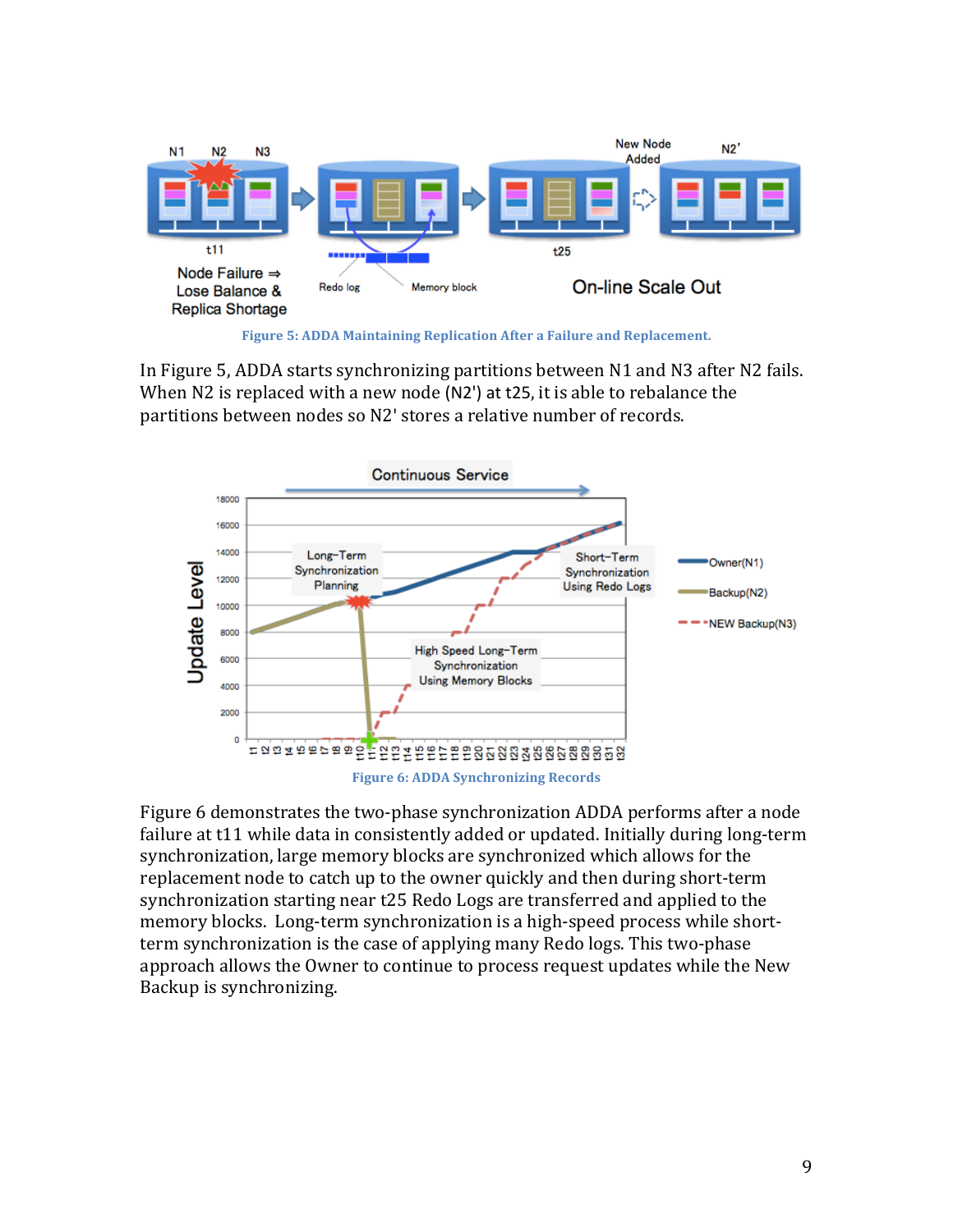Figure 5: ADDA Maintaining Replication After a Failure and Replacement.

In Figure 5, ADDA starts synchronizing partitions between N1 and N3 after N2 fails. When N2 is replaced with a new node (N2') at t25, it is able to rebalance the partitions between nodes so N2' stores a relative number of records.

Figure 6: ADDA Synchronizing Records

Figure 6 demonstrates the two-phase synchronization ADDA performs after a node failure at t11 while data in consistently added or updated. Initially during long-term synchronization, large memory blocks are synchronized which allows for the replacement node to catch up to the owner quickly and then during short-term synchronization starting near t25 Redo Logs are transferred and applied to the memory blocks. Long-term synchronization is a high-speed process while short-term synchronization is the case of applying many Redo logs. This two-phase approach allows the Owner to continue to process request updates while the New Backup is synchronizing.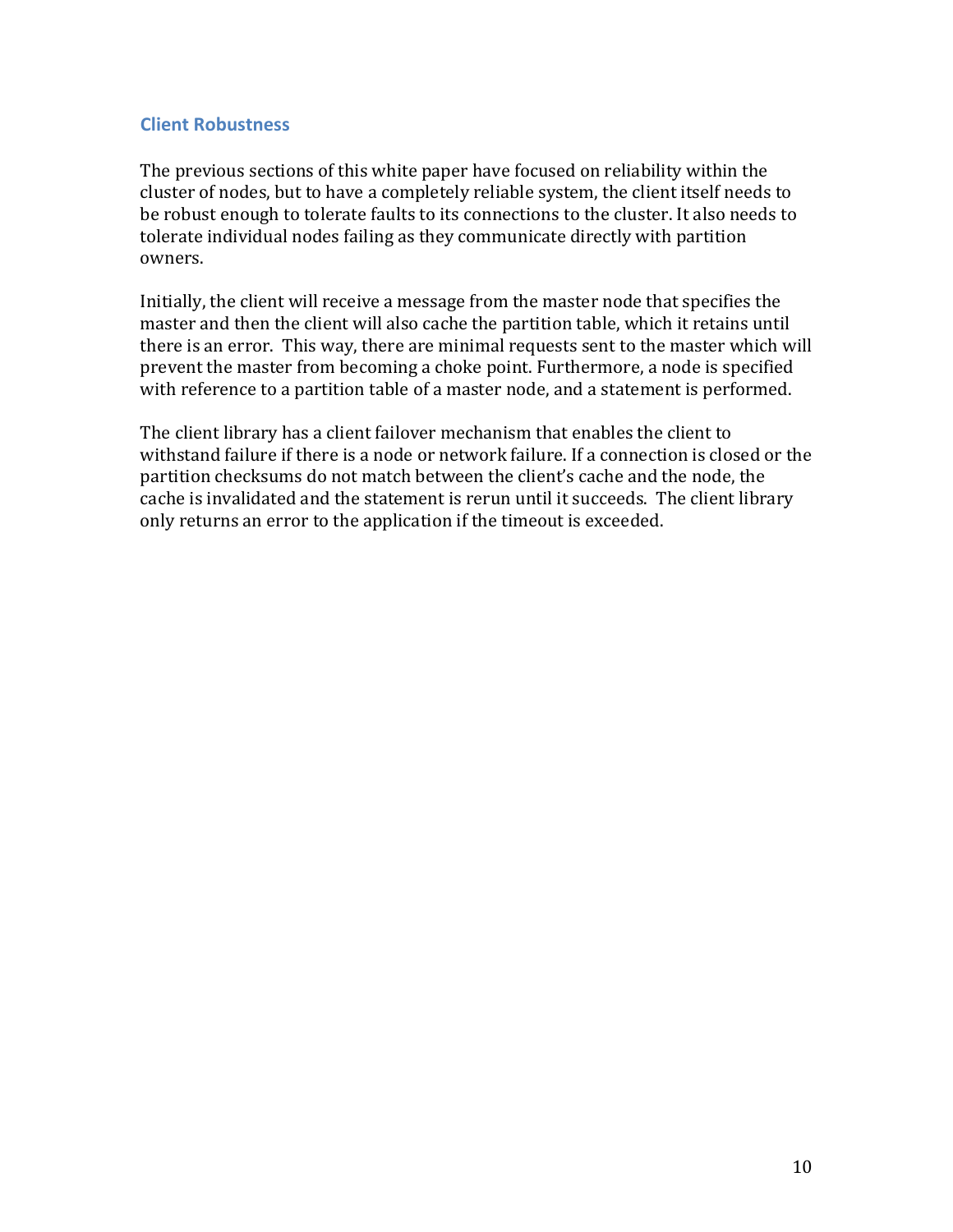## Client Robustness

The previous sections of this white paper have focused on reliability within the cluster of nodes, but to have a completely reliable system, the client itself needs to be robust enough to tolerate faults to its connections to the cluster. It also needs to tolerate individual nodes failing as they communicate directly with partition owners.

Initially, the client will receive a message from the master node that specifies the master and then the client will also cache the partition table, which it retains until there is an error. This way, there are minimal requests sent to the master which will prevent the master from becoming a choke point. Furthermore, a node is specified with reference to a partition table of a master node, and a statement is performed.

The client library has a client failover mechanism that enables the client to withstand failure if there is a node or network failure. If a connection is closed or the partition checksums do not match between the client's cache and the node, the cache is invalidated and the statement is rerun until it succeeds. The client library only returns an error to the application if the timeout is exceeded.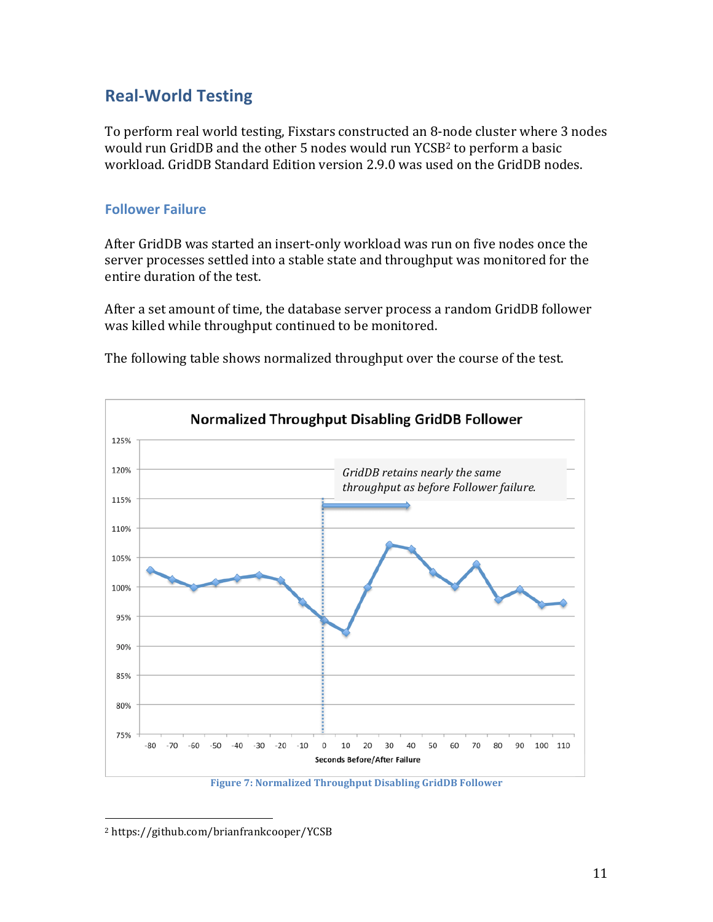## Real-World Testing

To perform real world testing, Fixstars constructed an 8-node cluster where 3 nodes would run GridDB and the other 5 nodes would run YCSB[2] to perform a basic workload. GridDB Standard Edition version 2.9.0 was used on the GridDB nodes.

### Follower Failure

After GridDB was started an insert-only workload was run on five nodes once the server processes settled into a stable state and throughput was monitored for the entire duration of the test.

After a set amount of time, the database server process a random GridDB follower was killed while throughput continued to be monitored.

The following table shows normalized throughput over the course of the test.

Figure 7: Normalized Throughput Disabling GridDB Follower

[2] https://github.com/brianfrankcooper/YCSB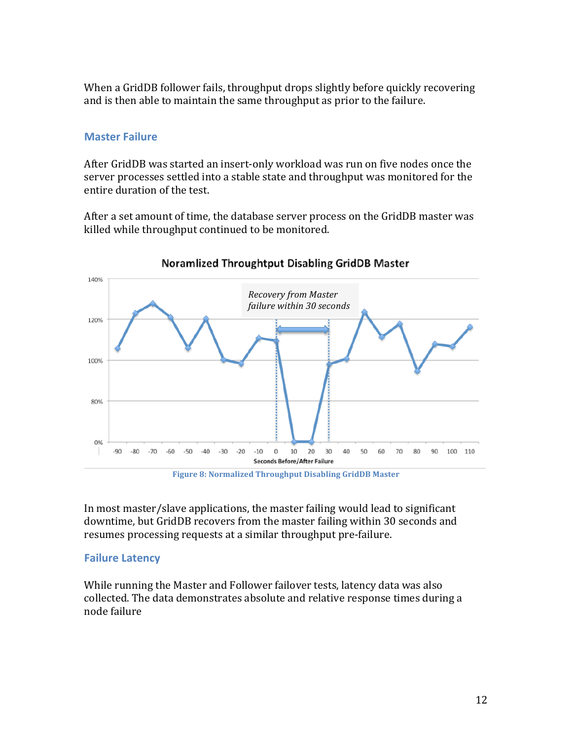When a GridDB follower fails, throughput drops slightly before quickly recovering and is then able to maintain the same throughput as prior to the failure.

## Master Failure

After GridDB was started an insert-only workload was run on five nodes once the server processes settled into a stable state and throughput was monitored for the entire duration of the test.

After a set amount of time, the database server process on the GridDB master was killed while throughput continued to be monitored.

Figure 8: Normalized Throughput Disabling GridDB Master

In most master/slave applications, the master failing would lead to significant downtime, but GridDB recovers from the master failing within 30 seconds and resumes processing requests at a similar throughput pre-failure.

## Failure Latency

While running the Master and Follower failover tests, latency data was also collected. The data demonstrates absolute and relative response times during a node failure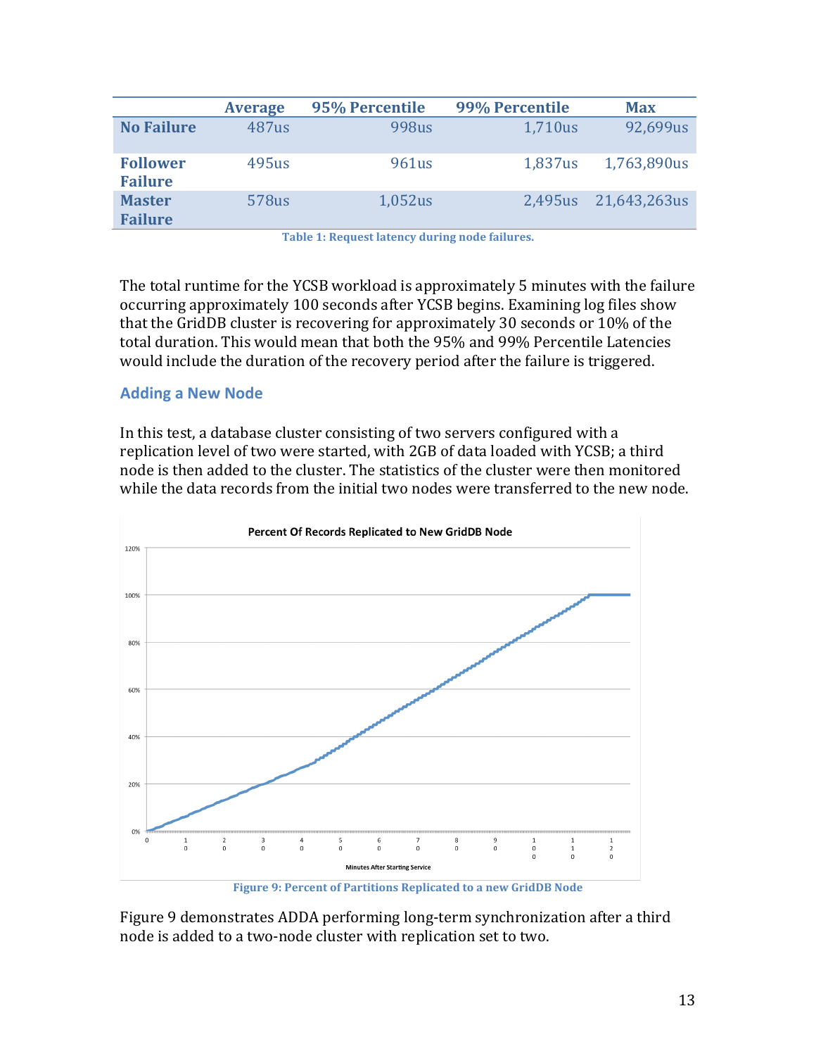| | Average | 95% Percentile | 99% Percentile | Max |
|---|---|---|---|---|
| **No Failure** | 487us | 998us | 1,710us | 92,699us |
| **Follower Failure** | 495us | 961us | 1,837us | 1,763,890us |
| **Master Failure** | 578us | 1,052us | 2,495us | 21,643,263us |

**Table 1: Request latency during node failures.**

The total runtime for the YCSB workload is approximately 5 minutes with the failure occurring approximately 100 seconds after YCSB begins. Examining log files show that the GridDB cluster is recovering for approximately 30 seconds or 10% of the total duration. This would mean that both the 95% and 99% Percentile Latencies would include the duration of the recovery period after the failure is triggered.

### Adding a New Node

In this test, a database cluster consisting of two servers configured with a replication level of two were started, with 2GB of data loaded with YCSB; a third node is then added to the cluster. The statistics of the cluster were then monitored while the data records from the initial two nodes were transferred to the new node.

**Figure 9: Percent of Partitions Replicated to a new GridDB Node**

Figure 9 demonstrates ADDA performing long-term synchronization after a third node is added to a two-node cluster with replication set to two.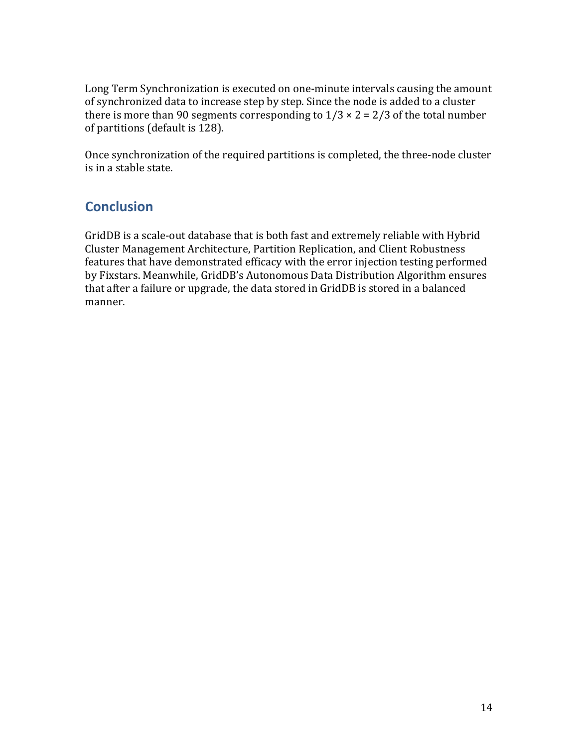Long Term Synchronization is executed on one-minute intervals causing the amount of synchronized data to increase step by step. Since the node is added to a cluster there is more than 90 segments corresponding to $1/3 \times 2 = 2/3$ of the total number of partitions (default is 128).

Once synchronization of the required partitions is completed, the three-node cluster is in a stable state.

## Conclusion

GridDB is a scale-out database that is both fast and extremely reliable with Hybrid Cluster Management Architecture, Partition Replication, and Client Robustness features that have demonstrated efficacy with the error injection testing performed by Fixstars. Meanwhile, GridDB's Autonomous Data Distribution Algorithm ensures that after a failure or upgrade, the data stored in GridDB is stored in a balanced manner.